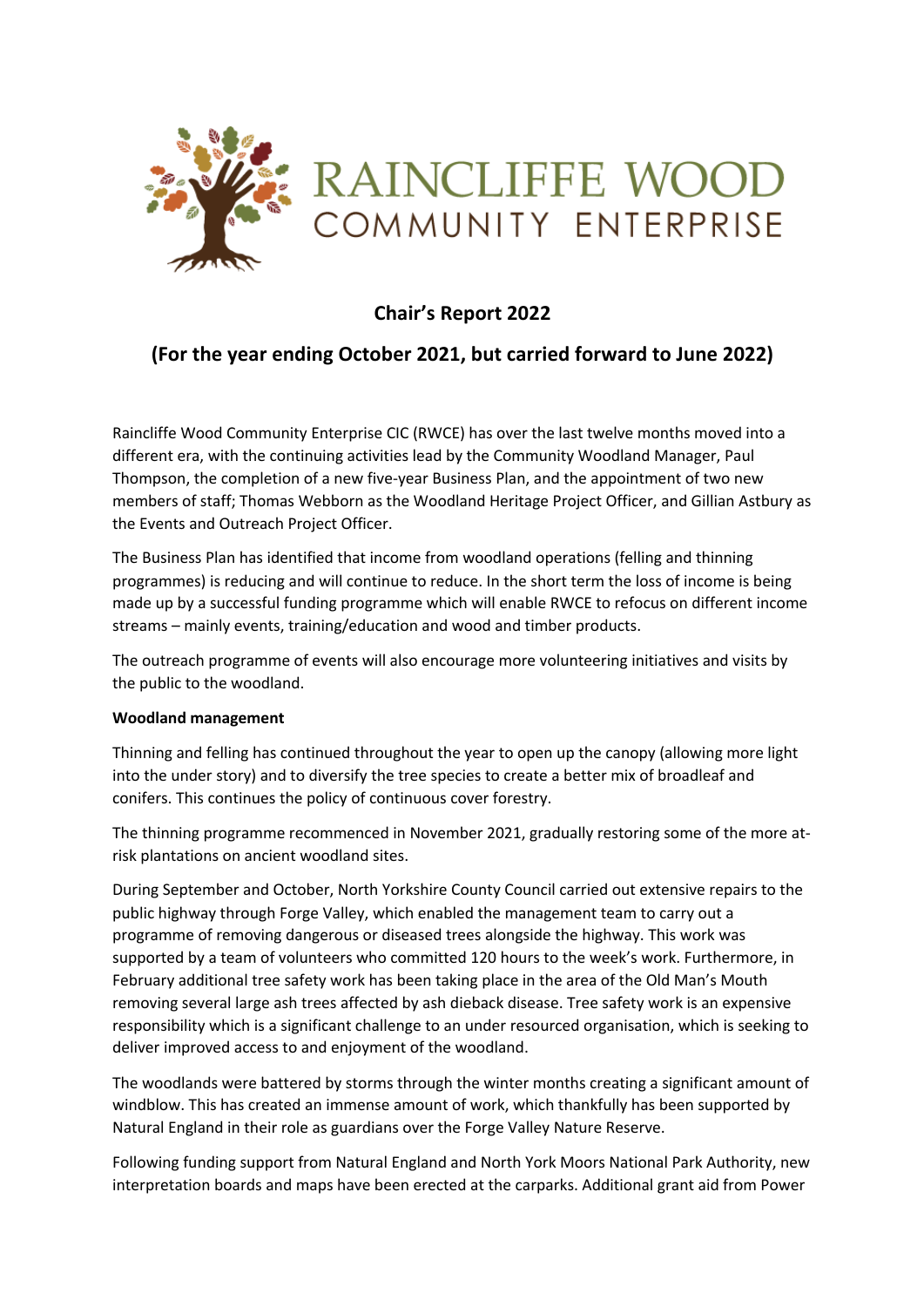RAINCLIFFE WOOD
COMMUNITY ENTERPRISE

## Chair's Report 2022

## (For the year ending October 2021, but carried forward to June 2022)

Raincliffe Wood Community Enterprise CIC (RWCE) has over the last twelve months moved into a different era, with the continuing activities lead by the Community Woodland Manager, Paul Thompson, the completion of a new five-year Business Plan, and the appointment of two new members of staff; Thomas Webborn as the Woodland Heritage Project Officer, and Gillian Astbury as the Events and Outreach Project Officer.

The Business Plan has identified that income from woodland operations (felling and thinning programmes) is reducing and will continue to reduce. In the short term the loss of income is being made up by a successful funding programme which will enable RWCE to refocus on different income streams – mainly events, training/education and wood and timber products.

The outreach programme of events will also encourage more volunteering initiatives and visits by the public to the woodland.

**Woodland management**

Thinning and felling has continued throughout the year to open up the canopy (allowing more light into the under story) and to diversify the tree species to create a better mix of broadleaf and conifers. This continues the policy of continuous cover forestry.

The thinning programme recommenced in November 2021, gradually restoring some of the more at-risk plantations on ancient woodland sites.

During September and October, North Yorkshire County Council carried out extensive repairs to the public highway through Forge Valley, which enabled the management team to carry out a programme of removing dangerous or diseased trees alongside the highway. This work was supported by a team of volunteers who committed 120 hours to the week's work. Furthermore, in February additional tree safety work has been taking place in the area of the Old Man's Mouth removing several large ash trees affected by ash dieback disease. Tree safety work is an expensive responsibility which is a significant challenge to an under resourced organisation, which is seeking to deliver improved access to and enjoyment of the woodland.

The woodlands were battered by storms through the winter months creating a significant amount of windblow. This has created an immense amount of work, which thankfully has been supported by Natural England in their role as guardians over the Forge Valley Nature Reserve.

Following funding support from Natural England and North York Moors National Park Authority, new interpretation boards and maps have been erected at the carparks. Additional grant aid from Power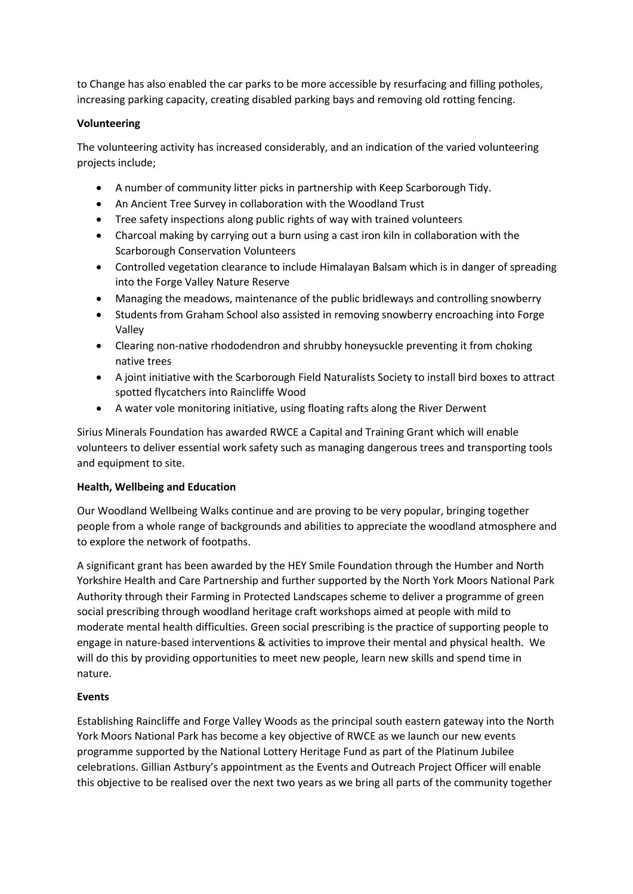to Change has also enabled the car parks to be more accessible by resurfacing and filling potholes, increasing parking capacity, creating disabled parking bays and removing old rotting fencing.

**Volunteering**

The volunteering activity has increased considerably, and an indication of the varied volunteering projects include;

- A number of community litter picks in partnership with Keep Scarborough Tidy.
- An Ancient Tree Survey in collaboration with the Woodland Trust
- Tree safety inspections along public rights of way with trained volunteers
- Charcoal making by carrying out a burn using a cast iron kiln in collaboration with the Scarborough Conservation Volunteers
- Controlled vegetation clearance to include Himalayan Balsam which is in danger of spreading into the Forge Valley Nature Reserve
- Managing the meadows, maintenance of the public bridleways and controlling snowberry
- Students from Graham School also assisted in removing snowberry encroaching into Forge Valley
- Clearing non-native rhododendron and shrubby honeysuckle preventing it from choking native trees
- A joint initiative with the Scarborough Field Naturalists Society to install bird boxes to attract spotted flycatchers into Raincliffe Wood
- A water vole monitoring initiative, using floating rafts along the River Derwent

Sirius Minerals Foundation has awarded RWCE a Capital and Training Grant which will enable volunteers to deliver essential work safety such as managing dangerous trees and transporting tools and equipment to site.

**Health, Wellbeing and Education**

Our Woodland Wellbeing Walks continue and are proving to be very popular, bringing together people from a whole range of backgrounds and abilities to appreciate the woodland atmosphere and to explore the network of footpaths.

A significant grant has been awarded by the HEY Smile Foundation through the Humber and North Yorkshire Health and Care Partnership and further supported by the North York Moors National Park Authority through their Farming in Protected Landscapes scheme to deliver a programme of green social prescribing through woodland heritage craft workshops aimed at people with mild to moderate mental health difficulties. Green social prescribing is the practice of supporting people to engage in nature-based interventions & activities to improve their mental and physical health. We will do this by providing opportunities to meet new people, learn new skills and spend time in nature.

**Events**

Establishing Raincliffe and Forge Valley Woods as the principal south eastern gateway into the North York Moors National Park has become a key objective of RWCE as we launch our new events programme supported by the National Lottery Heritage Fund as part of the Platinum Jubilee celebrations. Gillian Astbury's appointment as the Events and Outreach Project Officer will enable this objective to be realised over the next two years as we bring all parts of the community together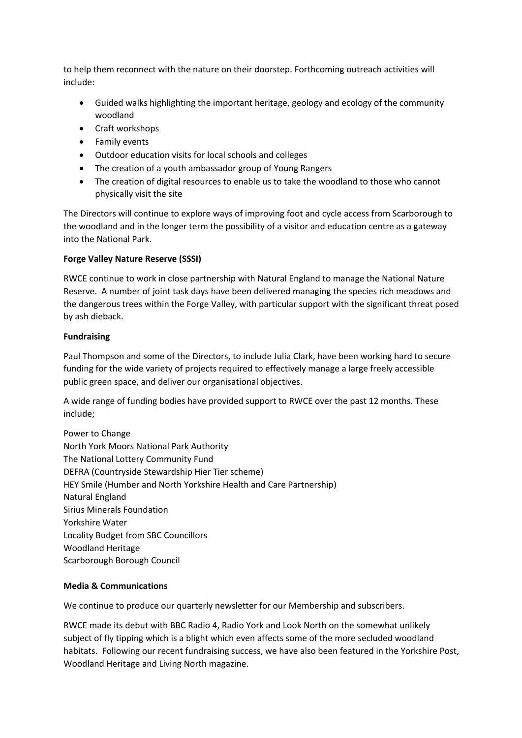to help them reconnect with the nature on their doorstep. Forthcoming outreach activities will include:

- Guided walks highlighting the important heritage, geology and ecology of the community woodland
- Craft workshops
- Family events
- Outdoor education visits for local schools and colleges
- The creation of a youth ambassador group of Young Rangers
- The creation of digital resources to enable us to take the woodland to those who cannot physically visit the site

The Directors will continue to explore ways of improving foot and cycle access from Scarborough to the woodland and in the longer term the possibility of a visitor and education centre as a gateway into the National Park.

**Forge Valley Nature Reserve (SSSI)**

RWCE continue to work in close partnership with Natural England to manage the National Nature Reserve. A number of joint task days have been delivered managing the species rich meadows and the dangerous trees within the Forge Valley, with particular support with the significant threat posed by ash dieback.

**Fundraising**

Paul Thompson and some of the Directors, to include Julia Clark, have been working hard to secure funding for the wide variety of projects required to effectively manage a large freely accessible public green space, and deliver our organisational objectives.

A wide range of funding bodies have provided support to RWCE over the past 12 months. These include;

Power to Change
North York Moors National Park Authority
The National Lottery Community Fund
DEFRA (Countryside Stewardship Hier Tier scheme)
HEY Smile (Humber and North Yorkshire Health and Care Partnership)
Natural England
Sirius Minerals Foundation
Yorkshire Water
Locality Budget from SBC Councillors
Woodland Heritage
Scarborough Borough Council

**Media & Communications**

We continue to produce our quarterly newsletter for our Membership and subscribers.

RWCE made its debut with BBC Radio 4, Radio York and Look North on the somewhat unlikely subject of fly tipping which is a blight which even affects some of the more secluded woodland habitats. Following our recent fundraising success, we have also been featured in the Yorkshire Post, Woodland Heritage and Living North magazine.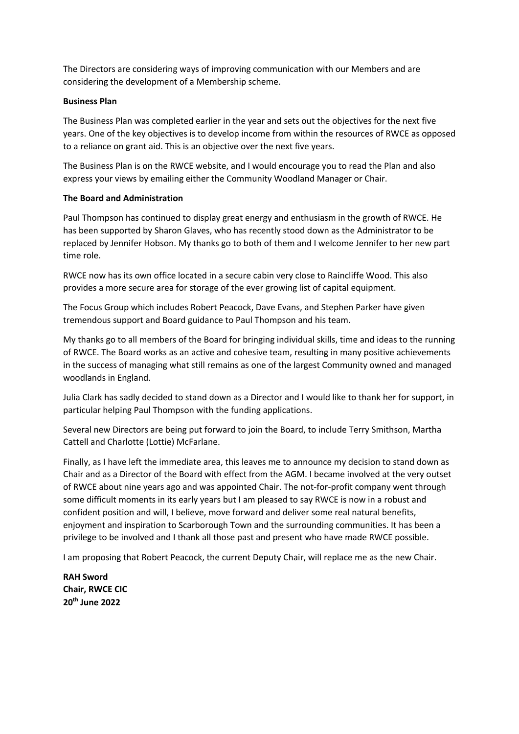The Directors are considering ways of improving communication with our Members and are considering the development of a Membership scheme.

**Business Plan**

The Business Plan was completed earlier in the year and sets out the objectives for the next five years. One of the key objectives is to develop income from within the resources of RWCE as opposed to a reliance on grant aid. This is an objective over the next five years.

The Business Plan is on the RWCE website, and I would encourage you to read the Plan and also express your views by emailing either the Community Woodland Manager or Chair.

**The Board and Administration**

Paul Thompson has continued to display great energy and enthusiasm in the growth of RWCE. He has been supported by Sharon Glaves, who has recently stood down as the Administrator to be replaced by Jennifer Hobson. My thanks go to both of them and I welcome Jennifer to her new part time role.

RWCE now has its own office located in a secure cabin very close to Raincliffe Wood. This also provides a more secure area for storage of the ever growing list of capital equipment.

The Focus Group which includes Robert Peacock, Dave Evans, and Stephen Parker have given tremendous support and Board guidance to Paul Thompson and his team.

My thanks go to all members of the Board for bringing individual skills, time and ideas to the running of RWCE. The Board works as an active and cohesive team, resulting in many positive achievements in the success of managing what still remains as one of the largest Community owned and managed woodlands in England.

Julia Clark has sadly decided to stand down as a Director and I would like to thank her for support, in particular helping Paul Thompson with the funding applications.

Several new Directors are being put forward to join the Board, to include Terry Smithson, Martha Cattell and Charlotte (Lottie) McFarlane.

Finally, as I have left the immediate area, this leaves me to announce my decision to stand down as Chair and as a Director of the Board with effect from the AGM. I became involved at the very outset of RWCE about nine years ago and was appointed Chair. The not-for-profit company went through some difficult moments in its early years but I am pleased to say RWCE is now in a robust and confident position and will, I believe, move forward and deliver some real natural benefits, enjoyment and inspiration to Scarborough Town and the surrounding communities. It has been a privilege to be involved and I thank all those past and present who have made RWCE possible.

I am proposing that Robert Peacock, the current Deputy Chair, will replace me as the new Chair.

**RAH Sword**
**Chair, RWCE CIC**
**20th June 2022**